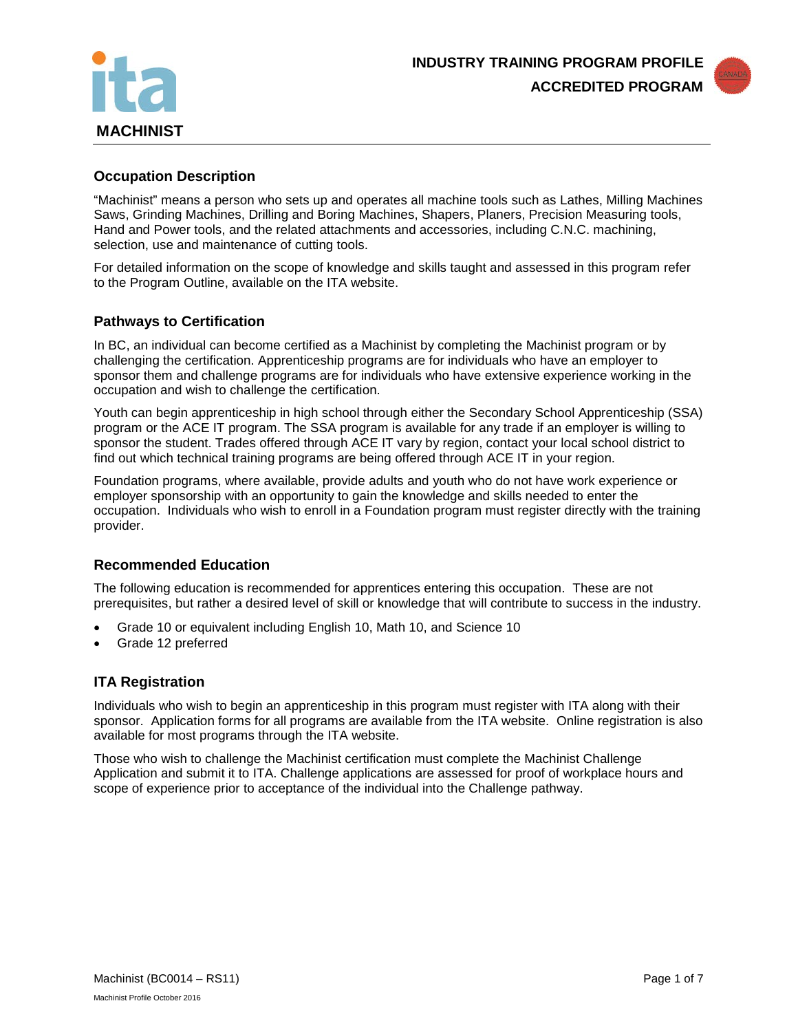**INDUSTRY TRAINING PROGRAM PROFILE**

**ACCREDITED PROGRAM**

# MACHINIST

## Occupation Description

“Machinist” means a person who sets up and operates all machine tools such as Lathes, Milling Machines Saws, Grinding Machines, Drilling and Boring Machines, Shapers, Planers, Precision Measuring tools, Hand and Power tools, and the related attachments and accessories, including C.N.C. machining, selection, use and maintenance of cutting tools.

For detailed information on the scope of knowledge and skills taught and assessed in this program refer to the Program Outline, available on the ITA website.

## Pathways to Certification

In BC, an individual can become certified as a Machinist by completing the Machinist program or by challenging the certification. Apprenticeship programs are for individuals who have an employer to sponsor them and challenge programs are for individuals who have extensive experience working in the occupation and wish to challenge the certification.

Youth can begin apprenticeship in high school through either the Secondary School Apprenticeship (SSA) program or the ACE IT program. The SSA program is available for any trade if an employer is willing to sponsor the student. Trades offered through ACE IT vary by region, contact your local school district to find out which technical training programs are being offered through ACE IT in your region.

Foundation programs, where available, provide adults and youth who do not have work experience or employer sponsorship with an opportunity to gain the knowledge and skills needed to enter the occupation. Individuals who wish to enroll in a Foundation program must register directly with the training provider.

## Recommended Education

The following education is recommended for apprentices entering this occupation. These are not prerequisites, but rather a desired level of skill or knowledge that will contribute to success in the industry.

- Grade 10 or equivalent including English 10, Math 10, and Science 10
- Grade 12 preferred

## ITA Registration

Individuals who wish to begin an apprenticeship in this program must register with ITA along with their sponsor. Application forms for all programs are available from the ITA website. Online registration is also available for most programs through the ITA website.

Those who wish to challenge the Machinist certification must complete the Machinist Challenge Application and submit it to ITA. Challenge applications are assessed for proof of workplace hours and scope of experience prior to acceptance of the individual into the Challenge pathway.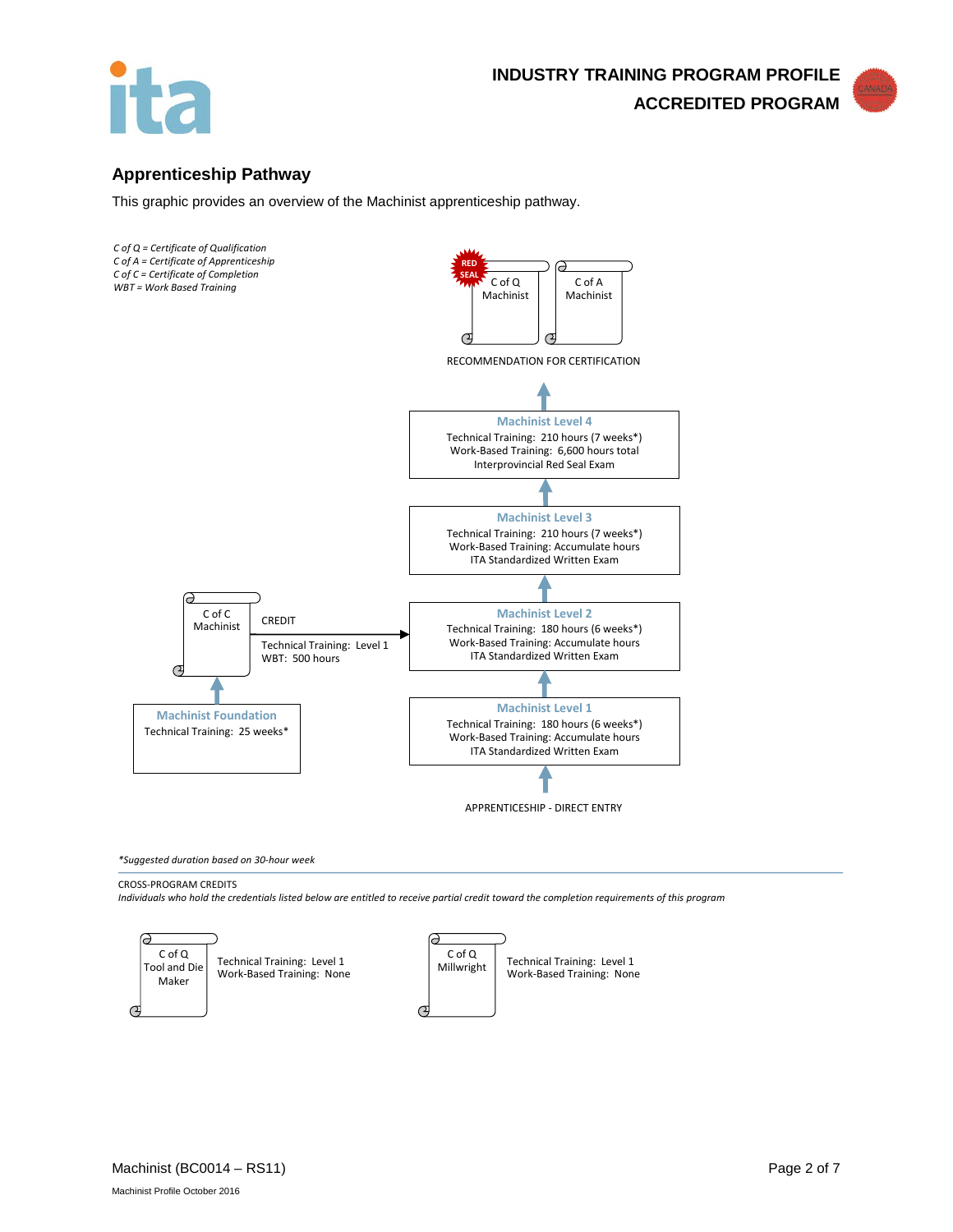## Apprenticeship Pathway

This graphic provides an overview of the Machinist apprenticeship pathway.

*C of Q = Certificate of Qualification*
*C of A = Certificate of Apprenticeship*
*C of C = Certificate of Completion*
*WBT = Work Based Training*

RED SEAL

C of Q Machinist

C of A Machinist

RECOMMENDATION FOR CERTIFICATION

**Machinist Level 4**
Technical Training: 210 hours (7 weeks*)
Work-Based Training: 6,600 hours total
Interprovincial Red Seal Exam

**Machinist Level 3**
Technical Training: 210 hours (7 weeks*)
Work-Based Training: Accumulate hours
ITA Standardized Written Exam

**Machinist Level 2**
Technical Training: 180 hours (6 weeks*)
Work-Based Training: Accumulate hours
ITA Standardized Written Exam

**Machinist Level 1**
Technical Training: 180 hours (6 weeks*)
Work-Based Training: Accumulate hours
ITA Standardized Written Exam

APPRENTICESHIP - DIRECT ENTRY

C of C Machinist

CREDIT

Technical Training: Level 1
WBT: 500 hours

**Machinist Foundation**
Technical Training: 25 weeks*

*\*Suggested duration based on 30-hour week*

CROSS-PROGRAM CREDITS

*Individuals who hold the credentials listed below are entitled to receive partial credit toward the completion requirements of this program*

C of Q Tool and Die Maker
Technical Training: Level 1
Work-Based Training: None

C of Q Millwright
Technical Training: Level 1
Work-Based Training: None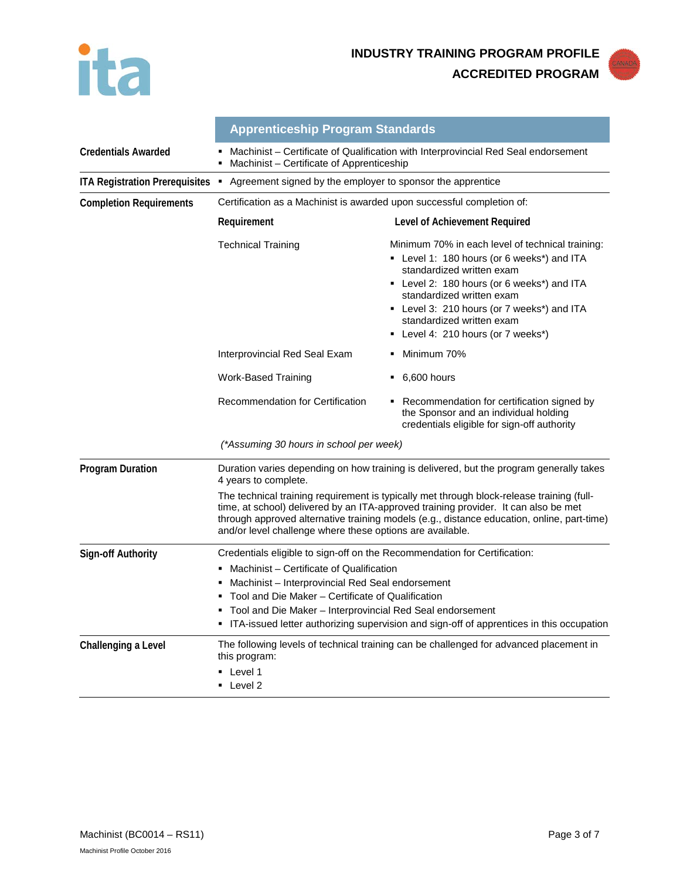**INDUSTRY TRAINING PROGRAM PROFILE**
**ACCREDITED PROGRAM**

## Apprenticeship Program Standards

**Credentials Awarded**

- Machinist – Certificate of Qualification with Interprovincial Red Seal endorsement
- Machinist – Certificate of Apprenticeship

**ITA Registration Prerequisites**

- Agreement signed by the employer to sponsor the apprentice

**Completion Requirements**

Certification as a Machinist is awarded upon successful completion of:

| Requirement | Level of Achievement Required |
|---|---|
| Technical Training | Minimum 70% in each level of technical training:<br>▪ Level 1: 180 hours (or 6 weeks*) and ITA standardized written exam<br>▪ Level 2: 180 hours (or 6 weeks*) and ITA standardized written exam<br>▪ Level 3: 210 hours (or 7 weeks*) and ITA standardized written exam<br>▪ Level 4: 210 hours (or 7 weeks*) |
| Interprovincial Red Seal Exam | ▪ Minimum 70% |
| Work-Based Training | ▪ 6,600 hours |
| Recommendation for Certification | ▪ Recommendation for certification signed by the Sponsor and an individual holding credentials eligible for sign-off authority |

*(\*Assuming 30 hours in school per week)*

**Program Duration**

Duration varies depending on how training is delivered, but the program generally takes 4 years to complete.

The technical training requirement is typically met through block-release training (full-time, at school) delivered by an ITA-approved training provider. It can also be met through approved alternative training models (e.g., distance education, online, part-time) and/or level challenge where these options are available.

**Sign-off Authority**

Credentials eligible to sign-off on the Recommendation for Certification:

- Machinist – Certificate of Qualification
- Machinist – Interprovincial Red Seal endorsement
- Tool and Die Maker – Certificate of Qualification
- Tool and Die Maker – Interprovincial Red Seal endorsement
- ITA-issued letter authorizing supervision and sign-off of apprentices in this occupation

**Challenging a Level**

The following levels of technical training can be challenged for advanced placement in this program:

- Level 1
- Level 2

Machinist (BC0014 – RS11)

Machinist Profile October 2016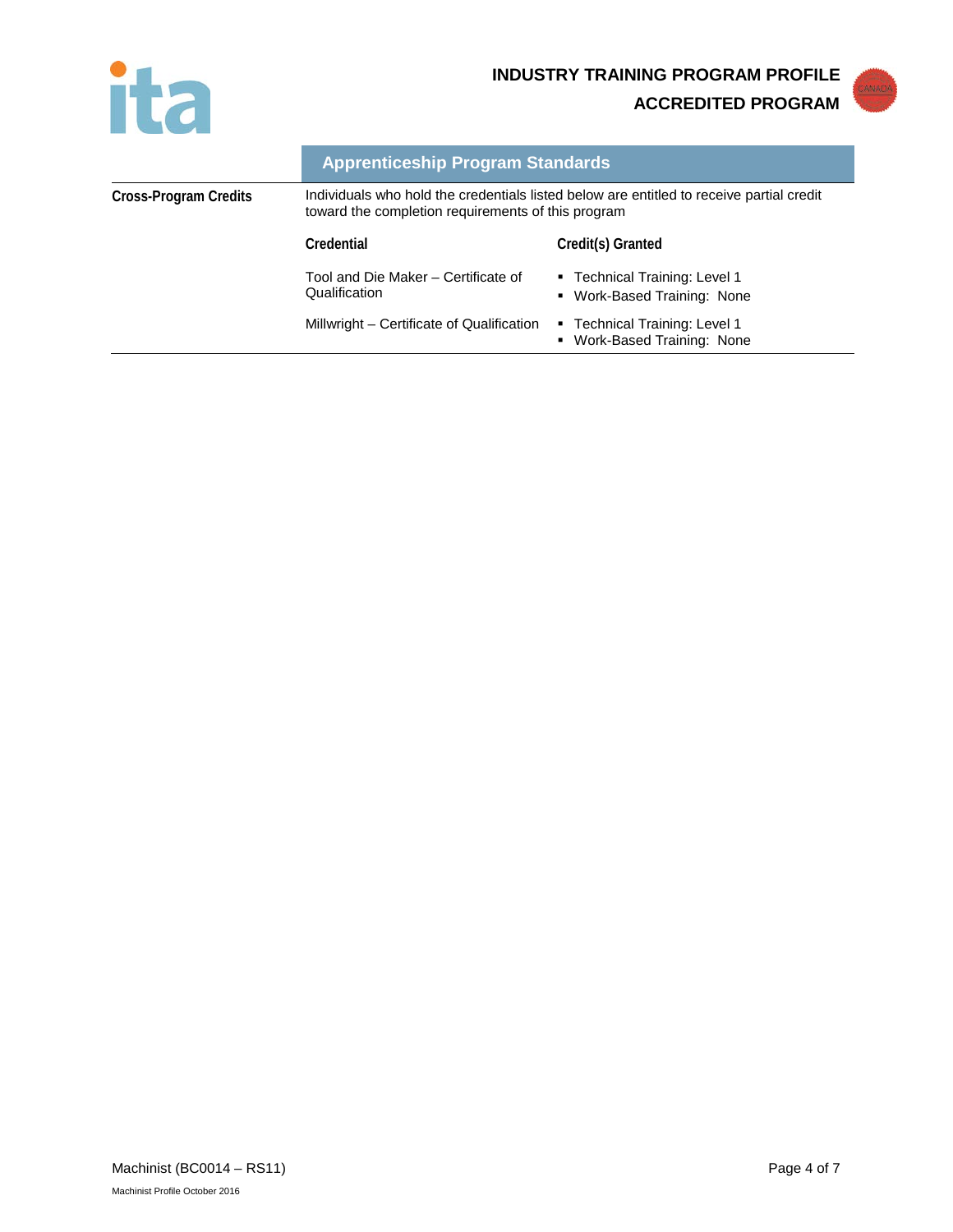## Apprenticeship Program Standards

**Cross-Program Credits**

Individuals who hold the credentials listed below are entitled to receive partial credit toward the completion requirements of this program

| Credential | Credit(s) Granted |
|---|---|
| Tool and Die Maker – Certificate of Qualification | ▪ Technical Training: Level 1<br>▪ Work-Based Training: None |
| Millwright – Certificate of Qualification | ▪ Technical Training: Level 1<br>▪ Work-Based Training: None |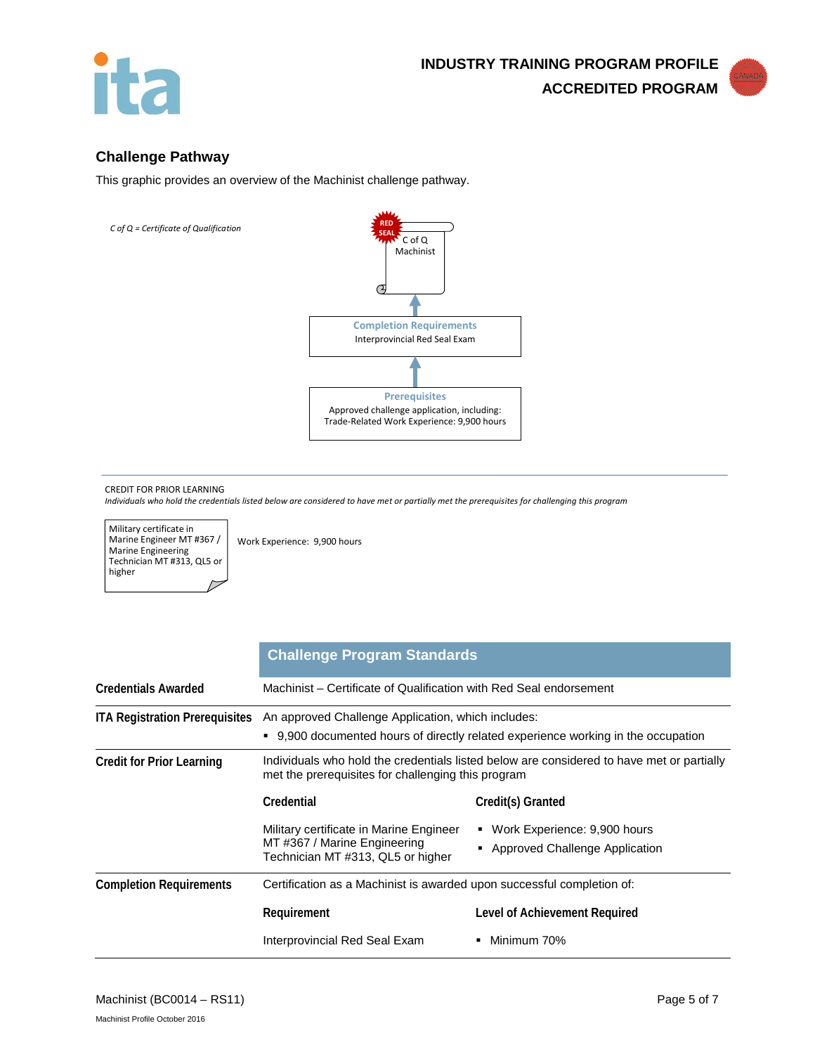## Challenge Pathway

This graphic provides an overview of the Machinist challenge pathway.

*C of Q = Certificate of Qualification*

RED SEAL

C of Q
Machinist

**Completion Requirements**
Interprovincial Red Seal Exam

**Prerequisites**
Approved challenge application, including:
Trade-Related Work Experience: 9,900 hours

CREDIT FOR PRIOR LEARNING

*Individuals who hold the credentials listed below are considered to have met or partially met the prerequisites for challenging this program*

Military certificate in Marine Engineer MT #367 / Marine Engineering Technician MT #313, QL5 or higher

Work Experience: 9,900 hours

| | **Challenge Program Standards** | |
|---|---|---|
| **Credentials Awarded** | Machinist – Certificate of Qualification with Red Seal endorsement | |
| **ITA Registration Prerequisites** | An approved Challenge Application, which includes:<br>▪ 9,900 documented hours of directly related experience working in the occupation | |
| **Credit for Prior Learning** | Individuals who hold the credentials listed below are considered to have met or partially met the prerequisites for challenging this program | |
| | **Credential** | **Credit(s) Granted** |
| | Military certificate in Marine Engineer MT #367 / Marine Engineering Technician MT #313, QL5 or higher | ▪ Work Experience: 9,900 hours<br>▪ Approved Challenge Application |
| **Completion Requirements** | Certification as a Machinist is awarded upon successful completion of: | |
| | **Requirement** | **Level of Achievement Required** |
| | Interprovincial Red Seal Exam | ▪ Minimum 70% |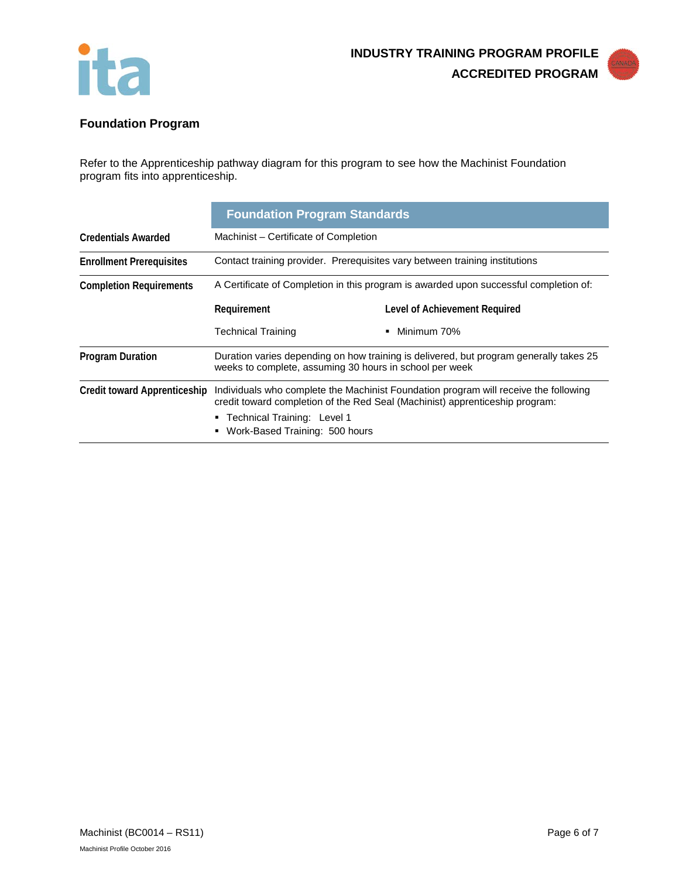## Foundation Program

Refer to the Apprenticeship pathway diagram for this program to see how the Machinist Foundation program fits into apprenticeship.

| | Foundation Program Standards | |
|---|---|---|
| **Credentials Awarded** | Machinist – Certificate of Completion | |
| **Enrollment Prerequisites** | Contact training provider. Prerequisites vary between training institutions | |
| **Completion Requirements** | A Certificate of Completion in this program is awarded upon successful completion of: | |
| | **Requirement** | **Level of Achievement Required** |
| | Technical Training | ▪ Minimum 70% |
| **Program Duration** | Duration varies depending on how training is delivered, but program generally takes 25 weeks to complete, assuming 30 hours in school per week | |
| **Credit toward Apprenticeship** | Individuals who complete the Machinist Foundation program will receive the following credit toward completion of the Red Seal (Machinist) apprenticeship program:<br>▪ Technical Training: Level 1<br>▪ Work-Based Training: 500 hours | |

Machinist Profile October 2016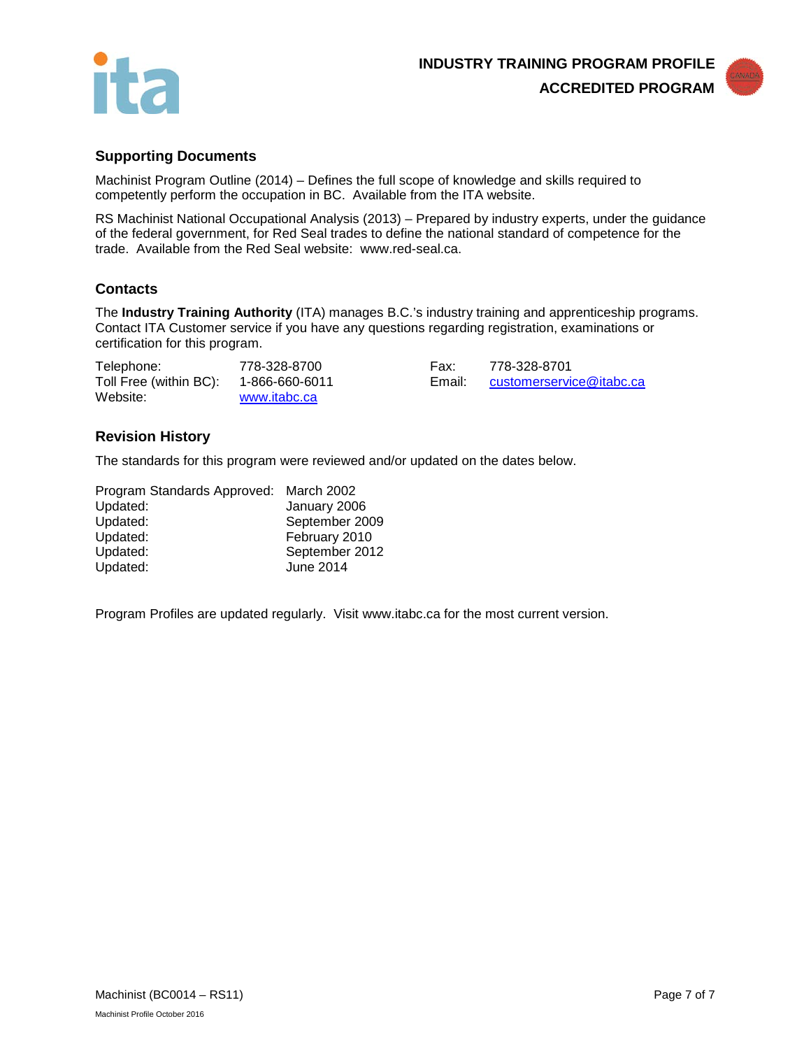## Supporting Documents

Machinist Program Outline (2014) – Defines the full scope of knowledge and skills required to competently perform the occupation in BC. Available from the ITA website.

RS Machinist National Occupational Analysis (2013) – Prepared by industry experts, under the guidance of the federal government, for Red Seal trades to define the national standard of competence for the trade. Available from the Red Seal website: www.red-seal.ca.

## Contacts

The **Industry Training Authority** (ITA) manages B.C.'s industry training and apprenticeship programs. Contact ITA Customer service if you have any questions regarding registration, examinations or certification for this program.

| | | | |
|---|---|---|---|
| Telephone: | 778-328-8700 | Fax: | 778-328-8701 |
| Toll Free (within BC): | 1-866-660-6011 | Email: | customerservice@itabc.ca |
| Website: | www.itabc.ca | | |

## Revision History

The standards for this program were reviewed and/or updated on the dates below.

| | |
|---|---|
| Program Standards Approved: | March 2002 |
| Updated: | January 2006 |
| Updated: | September 2009 |
| Updated: | February 2010 |
| Updated: | September 2012 |
| Updated: | June 2014 |

Program Profiles are updated regularly. Visit www.itabc.ca for the most current version.